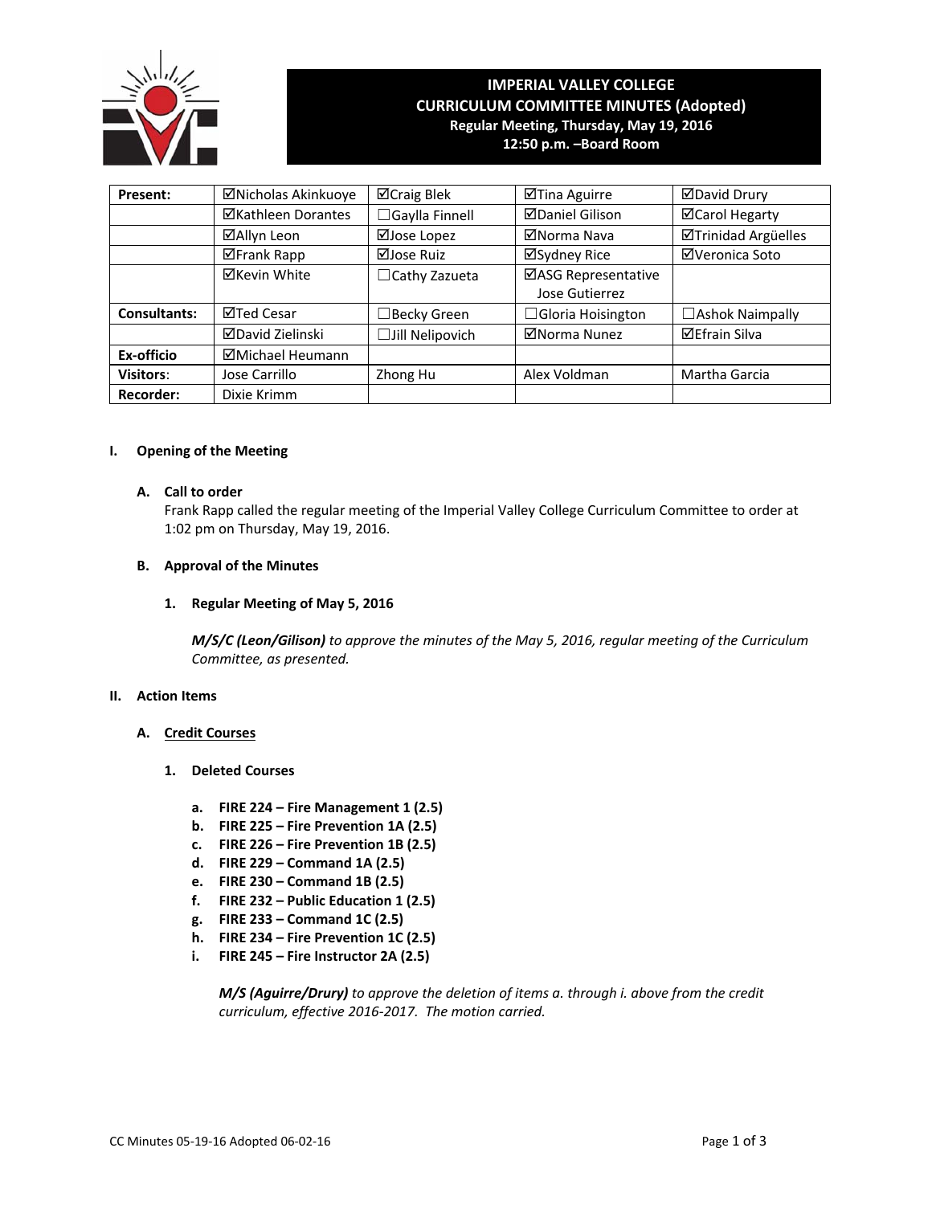# IMPERIAL VALLEY COLLEGE
## CURRICULUM COMMITTEE MINUTES (Adopted)
**Regular Meeting, Thursday, May 19, 2016**
**12:50 p.m. –Board Room**

| | | | | |
|---|---|---|---|---|
| **Present:** | ☑Nicholas Akinkuoye | ☑Craig Blek | ☑Tina Aguirre | ☑David Drury |
| | ☑Kathleen Dorantes | ☐Gaylla Finnell | ☑Daniel Gilison | ☑Carol Hegarty |
| | ☑Allyn Leon | ☑Jose Lopez | ☑Norma Nava | ☑Trinidad Argüelles |
| | ☑Frank Rapp | ☑Jose Ruiz | ☑Sydney Rice | ☑Veronica Soto |
| | ☑Kevin White | ☐Cathy Zazueta | ☑ASG Representative Jose Gutierrez | |
| **Consultants:** | ☑Ted Cesar | ☐Becky Green | ☐Gloria Hoisington | ☐Ashok Naimpally |
| | ☑David Zielinski | ☐Jill Nelipovich | ☑Norma Nunez | ☑Efrain Silva |
| **Ex-officio** | ☑Michael Heumann | | | |
| **Visitors:** | Jose Carrillo | Zhong Hu | Alex Voldman | Martha Garcia |
| **Recorder:** | Dixie Krimm | | | |

## I. Opening of the Meeting

### A. Call to order

Frank Rapp called the regular meeting of the Imperial Valley College Curriculum Committee to order at 1:02 pm on Thursday, May 19, 2016.

### B. Approval of the Minutes

#### 1. Regular Meeting of May 5, 2016

***M/S/C (Leon/Gilison)*** *to approve the minutes of the May 5, 2016, regular meeting of the Curriculum Committee, as presented.*

## II. Action Items

### A. Credit Courses

#### 1. Deleted Courses

a. **FIRE 224 – Fire Management 1 (2.5)**
b. **FIRE 225 – Fire Prevention 1A (2.5)**
c. **FIRE 226 – Fire Prevention 1B (2.5)**
d. **FIRE 229 – Command 1A (2.5)**
e. **FIRE 230 – Command 1B (2.5)**
f. **FIRE 232 – Public Education 1 (2.5)**
g. **FIRE 233 – Command 1C (2.5)**
h. **FIRE 234 – Fire Prevention 1C (2.5)**
i. **FIRE 245 – Fire Instructor 2A (2.5)**

***M/S (Aguirre/Drury)*** *to approve the deletion of items a. through i. above from the credit curriculum, effective 2016-2017. The motion carried.*

CC Minutes 05-19-16 Adopted 06-02-16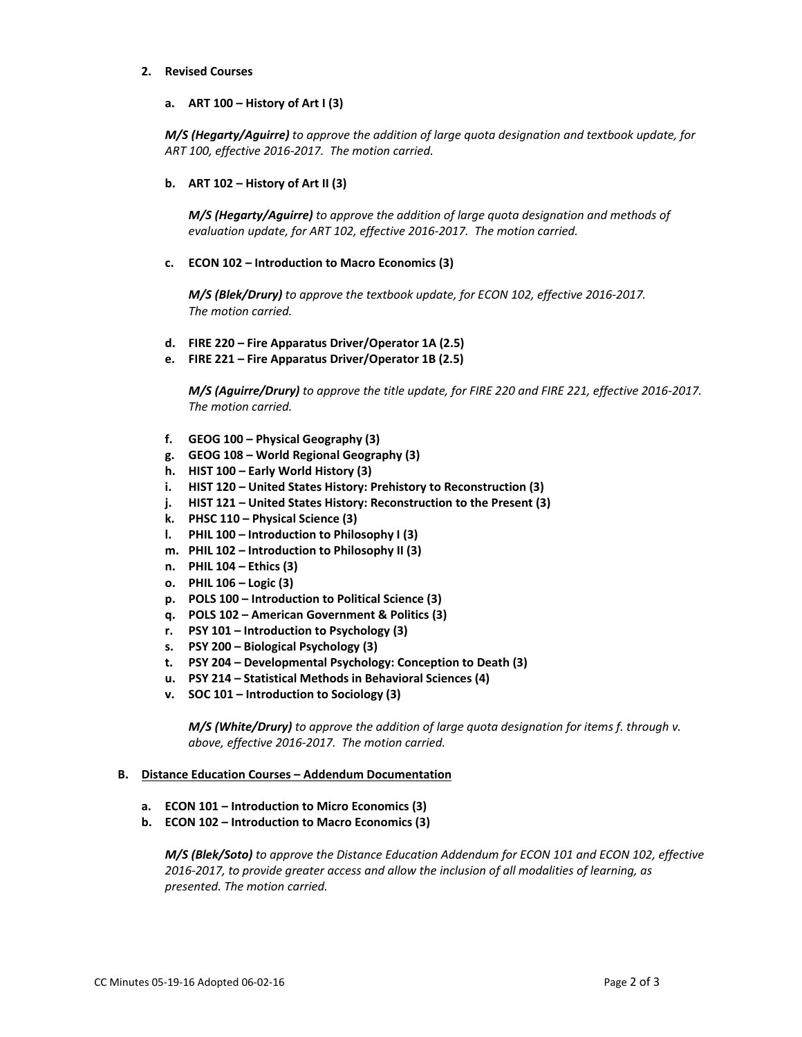**2. Revised Courses**

**a. ART 100 – History of Art I (3)**

***M/S (Hegarty/Aguirre)*** *to approve the addition of large quota designation and textbook update, for ART 100, effective 2016-2017. The motion carried.*

**b. ART 102 – History of Art II (3)**

***M/S (Hegarty/Aguirre)*** *to approve the addition of large quota designation and methods of evaluation update, for ART 102, effective 2016-2017. The motion carried.*

**c. ECON 102 – Introduction to Macro Economics (3)**

***M/S (Blek/Drury)*** *to approve the textbook update, for ECON 102, effective 2016-2017. The motion carried.*

**d. FIRE 220 – Fire Apparatus Driver/Operator 1A (2.5)**
**e. FIRE 221 – Fire Apparatus Driver/Operator 1B (2.5)**

***M/S (Aguirre/Drury)*** *to approve the title update, for FIRE 220 and FIRE 221, effective 2016-2017. The motion carried.*

**f. GEOG 100 – Physical Geography (3)**
**g. GEOG 108 – World Regional Geography (3)**
**h. HIST 100 – Early World History (3)**
**i. HIST 120 – United States History: Prehistory to Reconstruction (3)**
**j. HIST 121 – United States History: Reconstruction to the Present (3)**
**k. PHSC 110 – Physical Science (3)**
**l. PHIL 100 – Introduction to Philosophy I (3)**
**m. PHIL 102 – Introduction to Philosophy II (3)**
**n. PHIL 104 – Ethics (3)**
**o. PHIL 106 – Logic (3)**
**p. POLS 100 – Introduction to Political Science (3)**
**q. POLS 102 – American Government & Politics (3)**
**r. PSY 101 – Introduction to Psychology (3)**
**s. PSY 200 – Biological Psychology (3)**
**t. PSY 204 – Developmental Psychology: Conception to Death (3)**
**u. PSY 214 – Statistical Methods in Behavioral Sciences (4)**
**v. SOC 101 – Introduction to Sociology (3)**

***M/S (White/Drury)*** *to approve the addition of large quota designation for items f. through v. above, effective 2016-2017. The motion carried.*

**B. <u>Distance Education Courses – Addendum Documentation</u>**

**a. ECON 101 – Introduction to Micro Economics (3)**
**b. ECON 102 – Introduction to Macro Economics (3)**

***M/S (Blek/Soto)*** *to approve the Distance Education Addendum for ECON 101 and ECON 102, effective 2016-2017, to provide greater access and allow the inclusion of all modalities of learning, as presented. The motion carried.*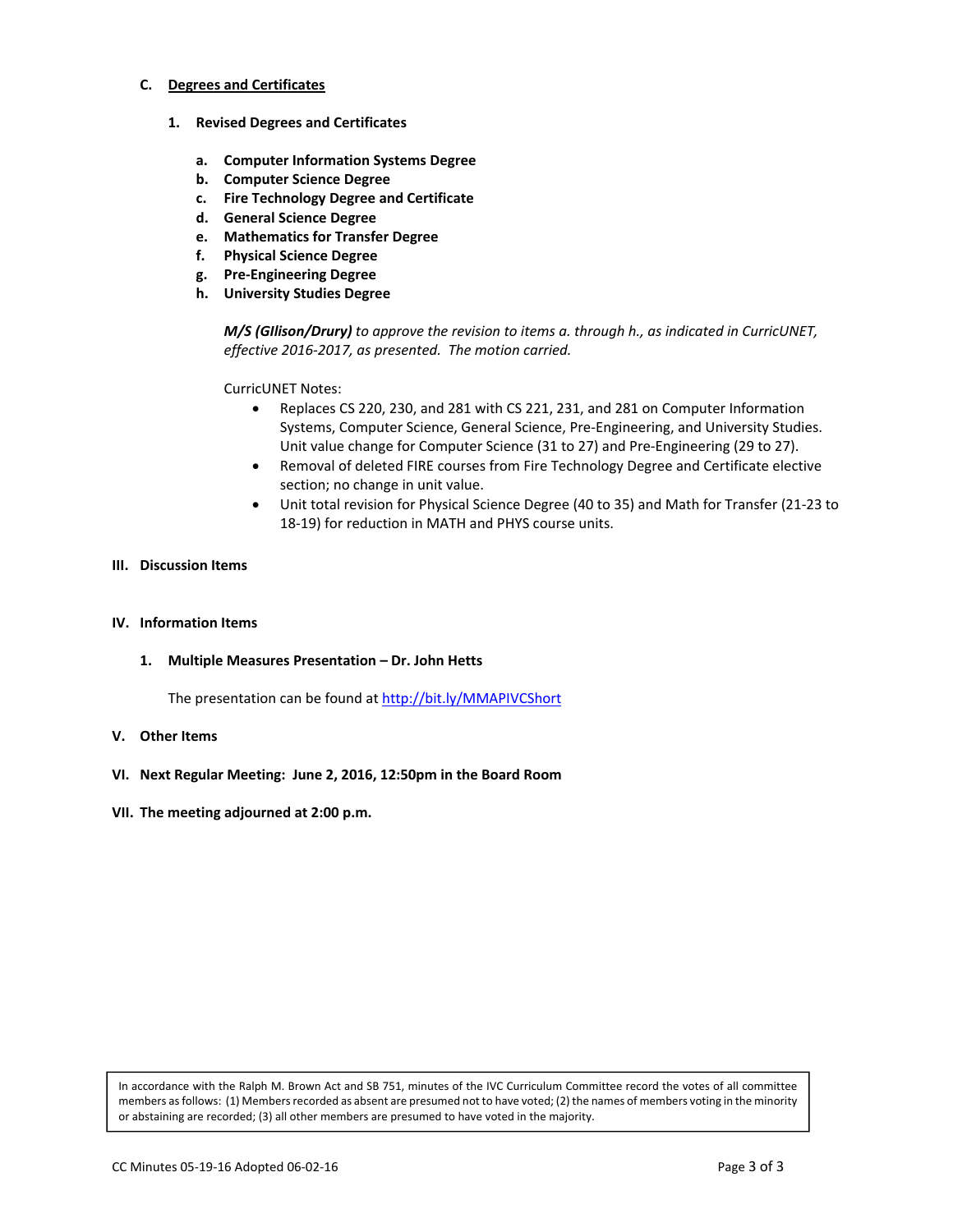### C. Degrees and Certificates

#### 1. Revised Degrees and Certificates

- **a. Computer Information Systems Degree**
- **b. Computer Science Degree**
- **c. Fire Technology Degree and Certificate**
- **d. General Science Degree**
- **e. Mathematics for Transfer Degree**
- **f. Physical Science Degree**
- **g. Pre-Engineering Degree**
- **h. University Studies Degree**

***M/S (GIlison/Drury)*** *to approve the revision to items a. through h., as indicated in CurricUNET, effective 2016-2017, as presented. The motion carried.*

CurricUNET Notes:

- Replaces CS 220, 230, and 281 with CS 221, 231, and 281 on Computer Information Systems, Computer Science, General Science, Pre-Engineering, and University Studies. Unit value change for Computer Science (31 to 27) and Pre-Engineering (29 to 27).
- Removal of deleted FIRE courses from Fire Technology Degree and Certificate elective section; no change in unit value.
- Unit total revision for Physical Science Degree (40 to 35) and Math for Transfer (21-23 to 18-19) for reduction in MATH and PHYS course units.

## III. Discussion Items

## IV. Information Items

### 1. Multiple Measures Presentation – Dr. John Hetts

The presentation can be found at http://bit.ly/MMAPIVCShort

## V. Other Items

## VI. Next Regular Meeting: June 2, 2016, 12:50pm in the Board Room

## VII. The meeting adjourned at 2:00 p.m.

In accordance with the Ralph M. Brown Act and SB 751, minutes of the IVC Curriculum Committee record the votes of all committee members as follows: (1) Members recorded as absent are presumed not to have voted; (2) the names of members voting in the minority or abstaining are recorded; (3) all other members are presumed to have voted in the majority.

CC Minutes 05-19-16 Adopted 06-02-16